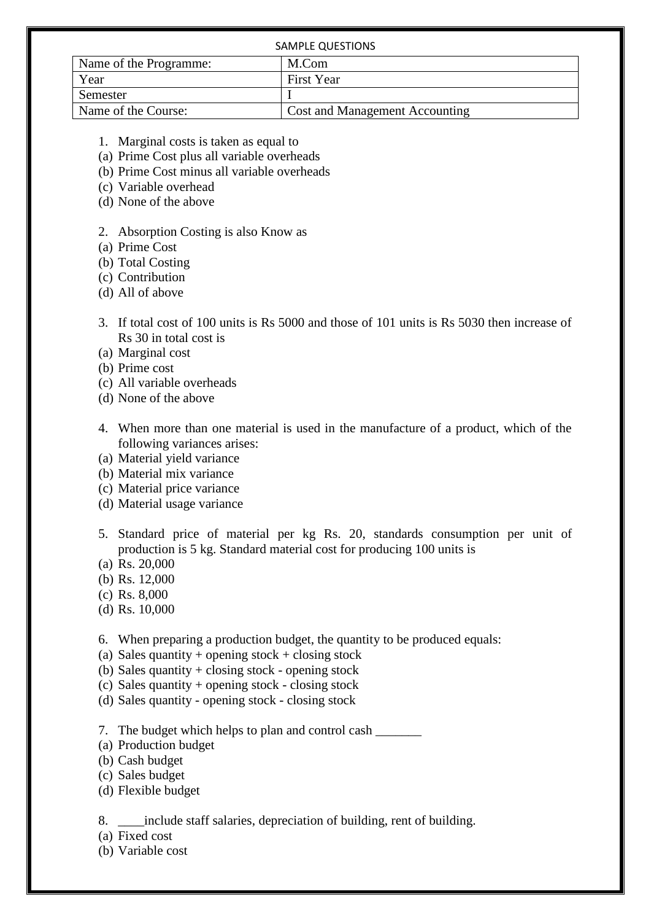SAMPLE QUESTIONS

| Name of the Programme: | M.Com |
|---|---|
| Year | First Year |
| Semester | I |
| Name of the Course: | Cost and Management Accounting |

1. Marginal costs is taken as equal to
(a) Prime Cost plus all variable overheads
(b) Prime Cost minus all variable overheads
(c) Variable overhead
(d) None of the above

2. Absorption Costing is also Know as
(a) Prime Cost
(b) Total Costing
(c) Contribution
(d) All of above

3. If total cost of 100 units is Rs 5000 and those of 101 units is Rs 5030 then increase of Rs 30 in total cost is
(a) Marginal cost
(b) Prime cost
(c) All variable overheads
(d) None of the above

4. When more than one material is used in the manufacture of a product, which of the following variances arises:
(a) Material yield variance
(b) Material mix variance
(c) Material price variance
(d) Material usage variance

5. Standard price of material per kg Rs. 20, standards consumption per unit of production is 5 kg. Standard material cost for producing 100 units is
(a) Rs. 20,000
(b) Rs. 12,000
(c) Rs. 8,000
(d) Rs. 10,000

6. When preparing a production budget, the quantity to be produced equals:
(a) Sales quantity + opening stock + closing stock
(b) Sales quantity + closing stock - opening stock
(c) Sales quantity + opening stock - closing stock
(d) Sales quantity - opening stock - closing stock

7. The budget which helps to plan and control cash _______
(a) Production budget
(b) Cash budget
(c) Sales budget
(d) Flexible budget

8. ____include staff salaries, depreciation of building, rent of building.
(a) Fixed cost
(b) Variable cost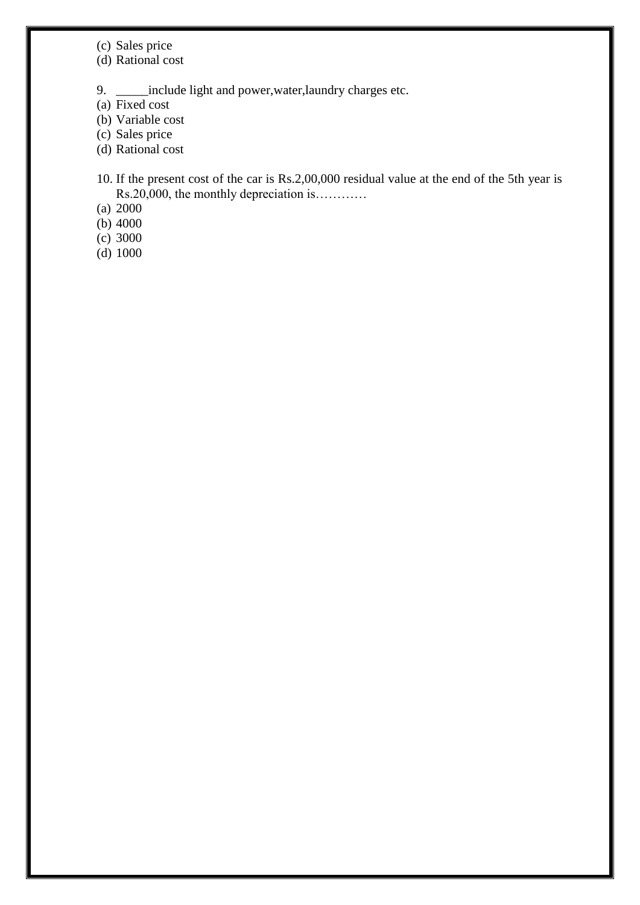(c) Sales price
(d) Rational cost

9. _____include light and power,water,laundry charges etc.
(a) Fixed cost
(b) Variable cost
(c) Sales price
(d) Rational cost

10. If the present cost of the car is Rs.2,00,000 residual value at the end of the 5th year is Rs.20,000, the monthly depreciation is…………
(a) 2000
(b) 4000
(c) 3000
(d) 1000